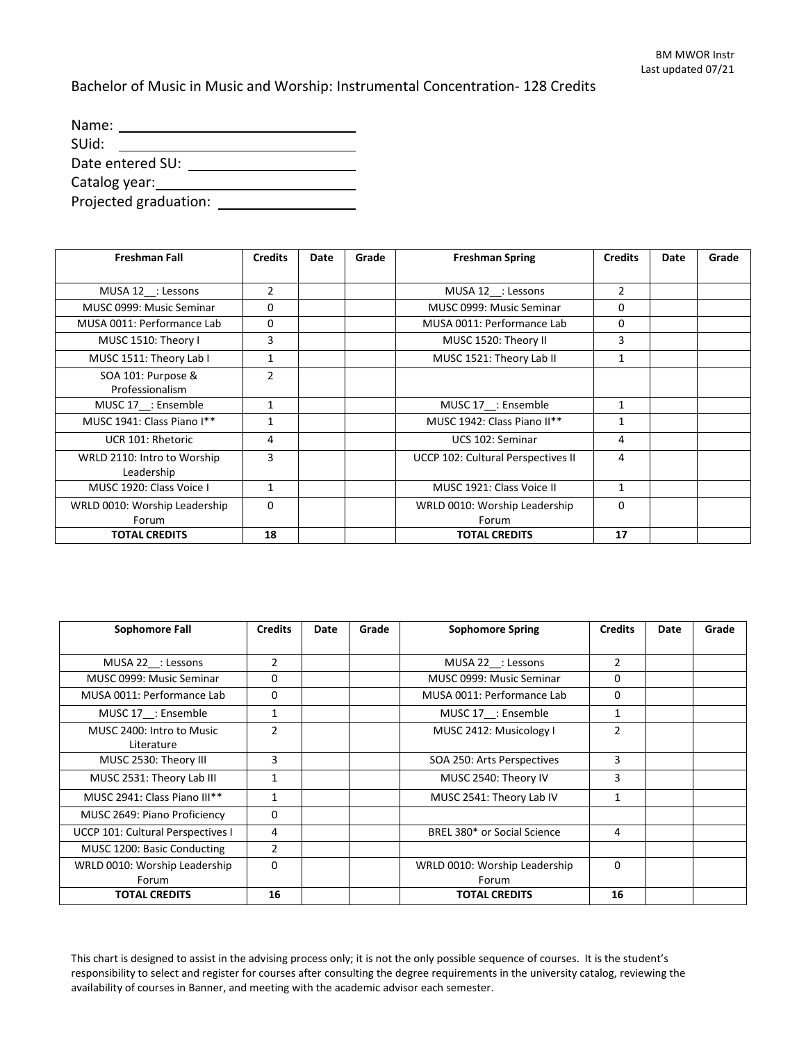BM MWOR Instr
Last updated 07/21

# Bachelor of Music in Music and Worship: Instrumental Concentration- 128 Credits

Name: ______________________________
SUid: ______________________________
Date entered SU: ______________________
Catalog year: _________________________
Projected graduation: ___________________

| Freshman Fall | Credits | Date | Grade | Freshman Spring | Credits | Date | Grade |
|---|---|---|---|---|---|---|---|
| MUSA 12__: Lessons | 2 | | | MUSA 12__: Lessons | 2 | | |
| MUSC 0999: Music Seminar | 0 | | | MUSC 0999: Music Seminar | 0 | | |
| MUSA 0011: Performance Lab | 0 | | | MUSA 0011: Performance Lab | 0 | | |
| MUSC 1510: Theory I | 3 | | | MUSC 1520: Theory II | 3 | | |
| MUSC 1511: Theory Lab I | 1 | | | MUSC 1521: Theory Lab II | 1 | | |
| SOA 101: Purpose & Professionalism | 2 | | | | | | |
| MUSC 17__: Ensemble | 1 | | | MUSC 17__: Ensemble | 1 | | |
| MUSC 1941: Class Piano I** | 1 | | | MUSC 1942: Class Piano II** | 1 | | |
| UCR 101: Rhetoric | 4 | | | UCS 102: Seminar | 4 | | |
| WRLD 2110: Intro to Worship Leadership | 3 | | | UCCP 102: Cultural Perspectives II | 4 | | |
| MUSC 1920: Class Voice I | 1 | | | MUSC 1921: Class Voice II | 1 | | |
| WRLD 0010: Worship Leadership Forum | 0 | | | WRLD 0010: Worship Leadership Forum | 0 | | |
| **TOTAL CREDITS** | **18** | | | **TOTAL CREDITS** | **17** | | |

| Sophomore Fall | Credits | Date | Grade | Sophomore Spring | Credits | Date | Grade |
|---|---|---|---|---|---|---|---|
| MUSA 22__: Lessons | 2 | | | MUSA 22__: Lessons | 2 | | |
| MUSC 0999: Music Seminar | 0 | | | MUSC 0999: Music Seminar | 0 | | |
| MUSA 0011: Performance Lab | 0 | | | MUSA 0011: Performance Lab | 0 | | |
| MUSC 17__: Ensemble | 1 | | | MUSC 17__: Ensemble | 1 | | |
| MUSC 2400: Intro to Music Literature | 2 | | | MUSC 2412: Musicology I | 2 | | |
| MUSC 2530: Theory III | 3 | | | SOA 250: Arts Perspectives | 3 | | |
| MUSC 2531: Theory Lab III | 1 | | | MUSC 2540: Theory IV | 3 | | |
| MUSC 2941: Class Piano III** | 1 | | | MUSC 2541: Theory Lab IV | 1 | | |
| MUSC 2649: Piano Proficiency | 0 | | | | | | |
| UCCP 101: Cultural Perspectives I | 4 | | | BREL 380* or Social Science | 4 | | |
| MUSC 1200: Basic Conducting | 2 | | | | | | |
| WRLD 0010: Worship Leadership Forum | 0 | | | WRLD 0010: Worship Leadership Forum | 0 | | |
| **TOTAL CREDITS** | **16** | | | **TOTAL CREDITS** | **16** | | |

This chart is designed to assist in the advising process only; it is not the only possible sequence of courses. It is the student's responsibility to select and register for courses after consulting the degree requirements in the university catalog, reviewing the availability of courses in Banner, and meeting with the academic advisor each semester.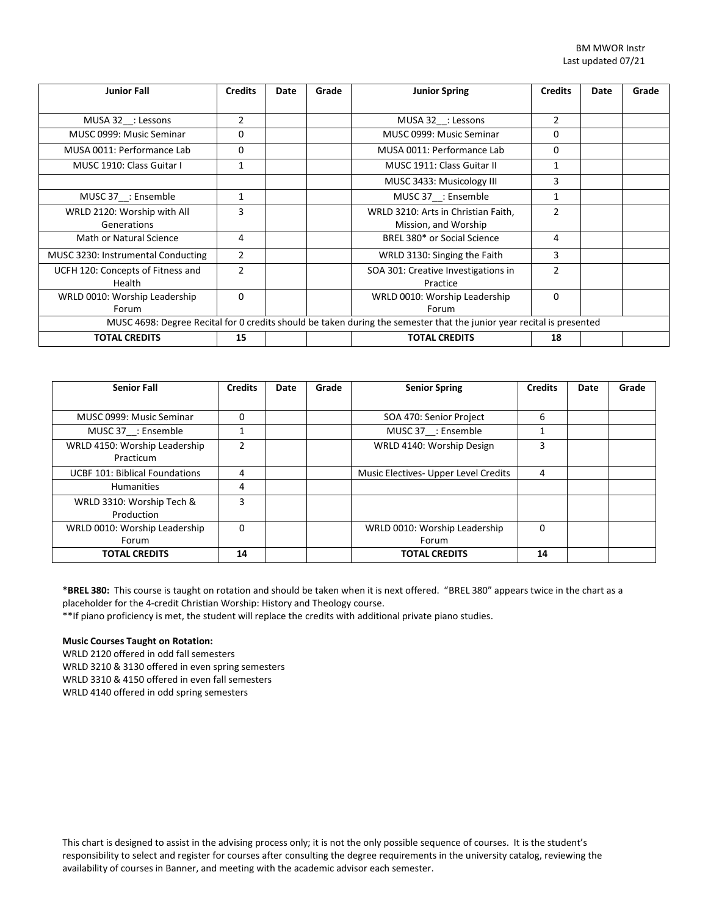| Junior Fall | Credits | Date | Grade | Junior Spring | Credits | Date | Grade |
|---|---|---|---|---|---|---|---|
| MUSA 32__: Lessons | 2 | | | MUSA 32__: Lessons | 2 | | |
| MUSC 0999: Music Seminar | 0 | | | MUSC 0999: Music Seminar | 0 | | |
| MUSA 0011: Performance Lab | 0 | | | MUSA 0011: Performance Lab | 0 | | |
| MUSC 1910: Class Guitar I | 1 | | | MUSC 1911: Class Guitar II | 1 | | |
| | | | | MUSC 3433: Musicology III | 3 | | |
| MUSC 37__: Ensemble | 1 | | | MUSC 37__: Ensemble | 1 | | |
| WRLD 2120: Worship with All Generations | 3 | | | WRLD 3210: Arts in Christian Faith, Mission, and Worship | 2 | | |
| Math or Natural Science | 4 | | | BREL 380* or Social Science | 4 | | |
| MUSC 3230: Instrumental Conducting | 2 | | | WRLD 3130: Singing the Faith | 3 | | |
| UCFH 120: Concepts of Fitness and Health | 2 | | | SOA 301: Creative Investigations in Practice | 2 | | |
| WRLD 0010: Worship Leadership Forum | 0 | | | WRLD 0010: Worship Leadership Forum | 0 | | |
| MUSC 4698: Degree Recital for 0 credits should be taken during the semester that the junior year recital is presented | | | | | | | |
| **TOTAL CREDITS** | **15** | | | **TOTAL CREDITS** | **18** | | |

| Senior Fall | Credits | Date | Grade | Senior Spring | Credits | Date | Grade |
|---|---|---|---|---|---|---|---|
| MUSC 0999: Music Seminar | 0 | | | SOA 470: Senior Project | 6 | | |
| MUSC 37__: Ensemble | 1 | | | MUSC 37__: Ensemble | 1 | | |
| WRLD 4150: Worship Leadership Practicum | 2 | | | WRLD 4140: Worship Design | 3 | | |
| UCBF 101: Biblical Foundations | 4 | | | Music Electives- Upper Level Credits | 4 | | |
| Humanities | 4 | | | | | | |
| WRLD 3310: Worship Tech & Production | 3 | | | | | | |
| WRLD 0010: Worship Leadership Forum | 0 | | | WRLD 0010: Worship Leadership Forum | 0 | | |
| **TOTAL CREDITS** | **14** | | | **TOTAL CREDITS** | **14** | | |

***BREL 380:** This course is taught on rotation and should be taken when it is next offered. "BREL 380" appears twice in the chart as a placeholder for the 4-credit Christian Worship: History and Theology course.

**If piano proficiency is met, the student will replace the credits with additional private piano studies.

**Music Courses Taught on Rotation:**

WRLD 2120 offered in odd fall semesters
WRLD 3210 & 3130 offered in even spring semesters
WRLD 3310 & 4150 offered in even fall semesters
WRLD 4140 offered in odd spring semesters

This chart is designed to assist in the advising process only; it is not the only possible sequence of courses. It is the student's responsibility to select and register for courses after consulting the degree requirements in the university catalog, reviewing the availability of courses in Banner, and meeting with the academic advisor each semester.